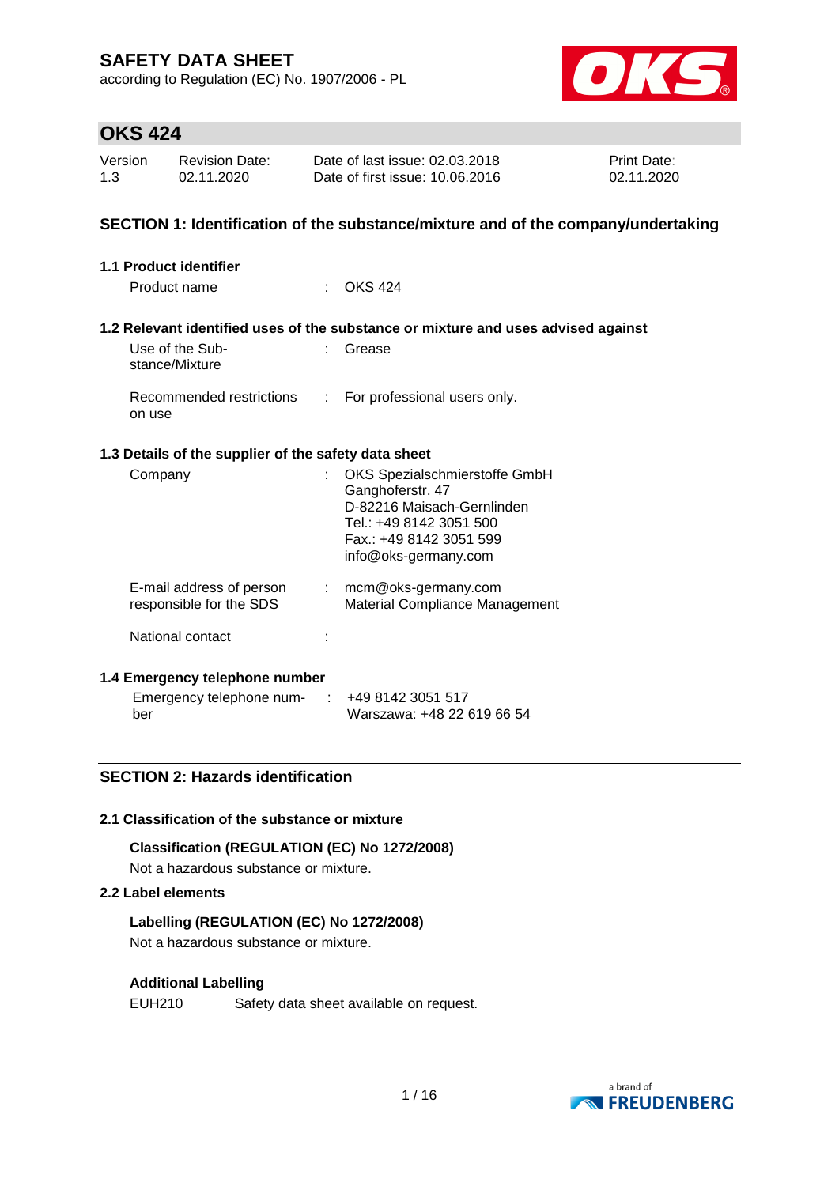# SAFETY DATA SHEET

according to Regulation (EC) No. 1907/2006 - PL

## OKS 424

| Version | Revision Date: | Date of last issue: 02.03.2018 | Print Date: |
|---|---|---|---|
| 1.3 | 02.11.2020 | Date of first issue: 10.06.2016 | 02.11.2020 |

## SECTION 1: Identification of the substance/mixture and of the company/undertaking

### 1.1 Product identifier

Product name : OKS 424

### 1.2 Relevant identified uses of the substance or mixture and uses advised against

Use of the Substance/Mixture : Grease

Recommended restrictions on use : For professional users only.

### 1.3 Details of the supplier of the safety data sheet

Company : OKS Spezialschmierstoffe GmbH
Ganghoferstr. 47
D-82216 Maisach-Gernlinden
Tel.: +49 8142 3051 500
Fax.: +49 8142 3051 599
info@oks-germany.com

E-mail address of person responsible for the SDS : mcm@oks-germany.com
Material Compliance Management

National contact :

### 1.4 Emergency telephone number

Emergency telephone number : +49 8142 3051 517
Warszawa: +48 22 619 66 54

## SECTION 2: Hazards identification

### 2.1 Classification of the substance or mixture

**Classification (REGULATION (EC) No 1272/2008)**

Not a hazardous substance or mixture.

### 2.2 Label elements

**Labelling (REGULATION (EC) No 1272/2008)**

Not a hazardous substance or mixture.

**Additional Labelling**

EUH210 Safety data sheet available on request.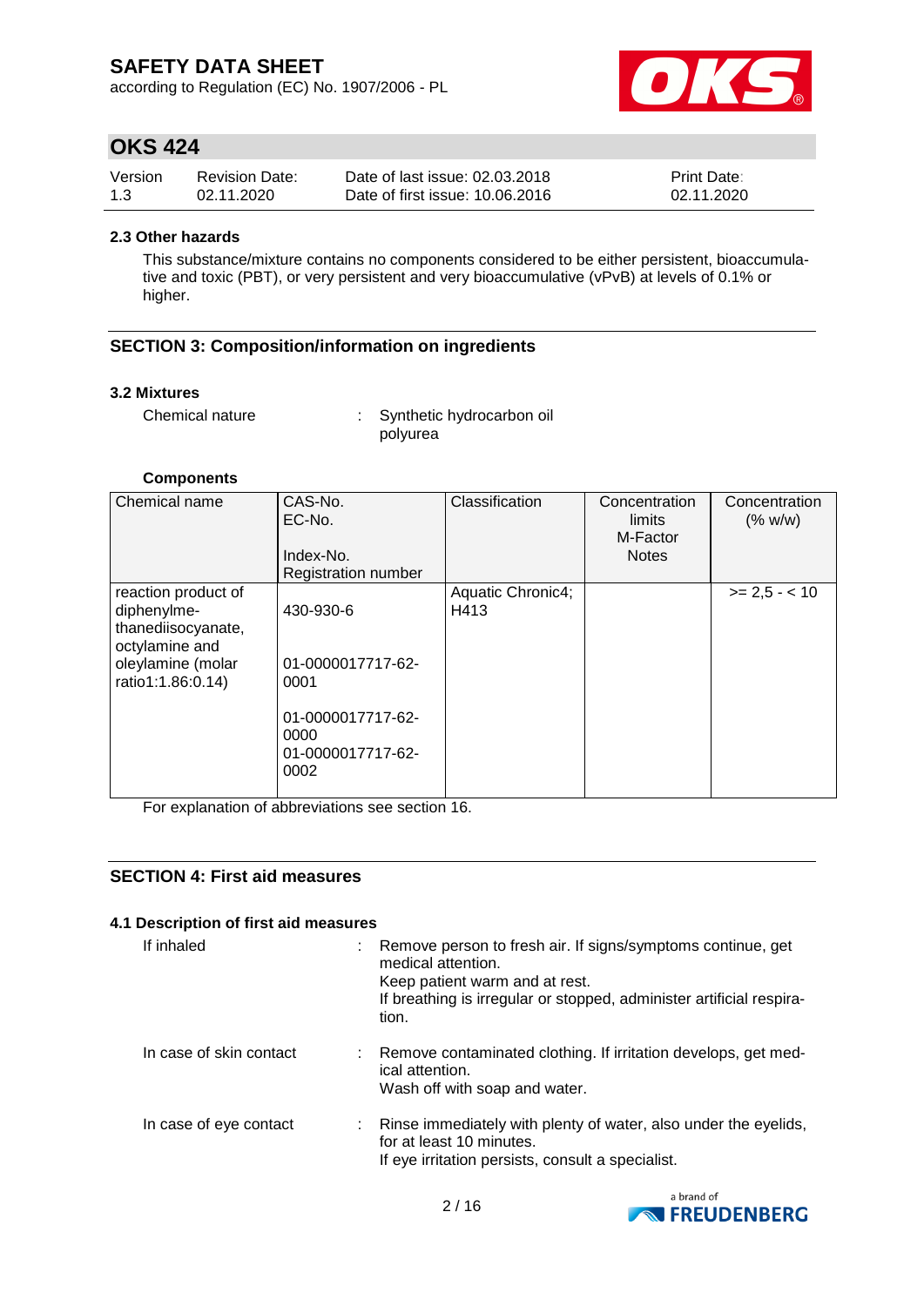#### 2.3 Other hazards

This substance/mixture contains no components considered to be either persistent, bioaccumulative and toxic (PBT), or very persistent and very bioaccumulative (vPvB) at levels of 0.1% or higher.

## SECTION 3: Composition/information on ingredients

### 3.2 Mixtures

Chemical nature : Synthetic hydrocarbon oil
polyurea

**Components**

| Chemical name | CAS-No.<br>EC-No.<br>Index-No.<br>Registration number | Classification | Concentration limits<br>M-Factor<br>Notes | Concentration (% w/w) |
|---|---|---|---|---|
| reaction product of diphenylmethanediisocyanate, octylamine and oleylamine (molar ratio1:1.86:0.14) | 430-930-6<br><br>01-0000017717-62-0001<br><br>01-0000017717-62-0000<br>01-0000017717-62-0002 | Aquatic Chronic4; H413 | | >= 2,5 - < 10 |

For explanation of abbreviations see section 16.

## SECTION 4: First aid measures

### 4.1 Description of first aid measures

If inhaled : Remove person to fresh air. If signs/symptoms continue, get medical attention.
Keep patient warm and at rest.
If breathing is irregular or stopped, administer artificial respiration.

In case of skin contact : Remove contaminated clothing. If irritation develops, get medical attention.
Wash off with soap and water.

In case of eye contact : Rinse immediately with plenty of water, also under the eyelids, for at least 10 minutes.
If eye irritation persists, consult a specialist.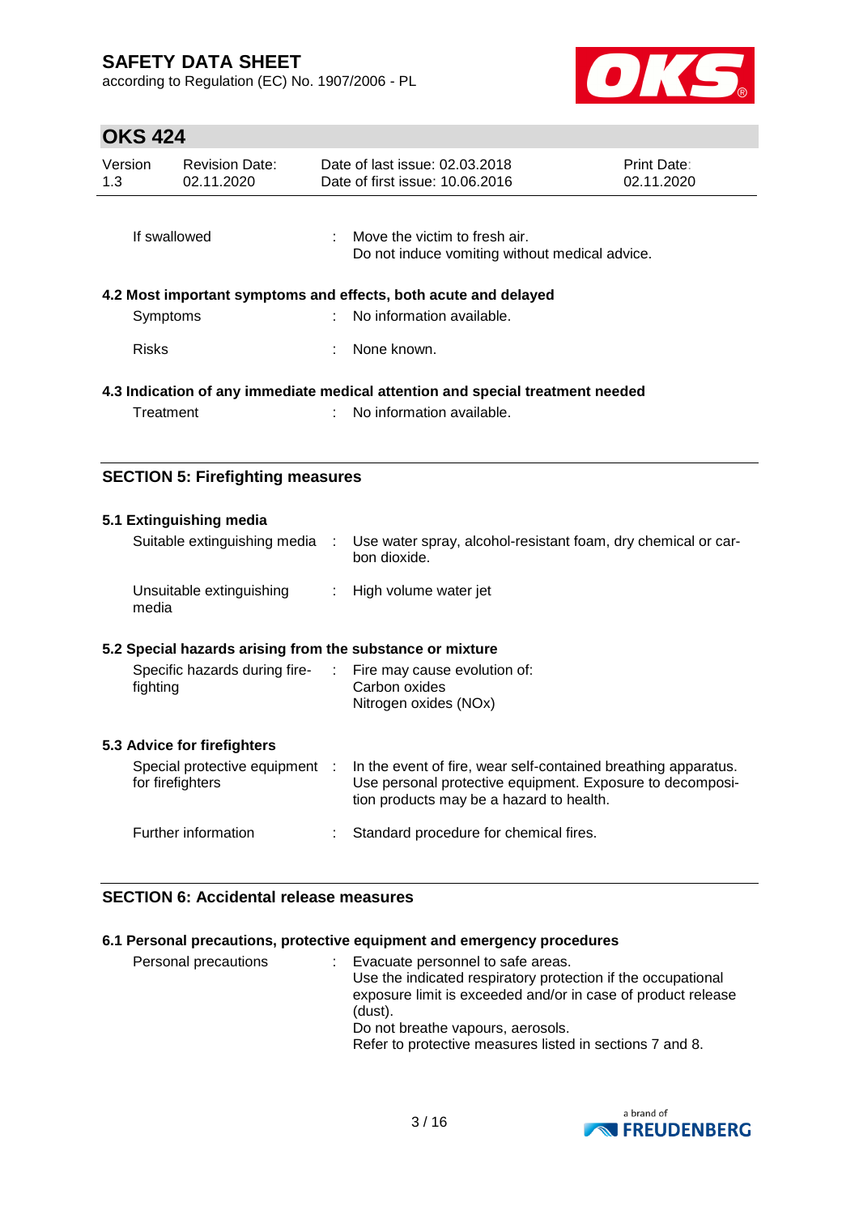| | | |
|---|---|---|
| If swallowed | : | Move the victim to fresh air.<br>Do not induce vomiting without medical advice. |

**4.2 Most important symptoms and effects, both acute and delayed**

| | | |
|---|---|---|
| Symptoms | : | No information available. |
| Risks | : | None known. |

**4.3 Indication of any immediate medical attention and special treatment needed**

| | | |
|---|---|---|
| Treatment | : | No information available. |

## SECTION 5: Firefighting measures

**5.1 Extinguishing media**

| | | |
|---|---|---|
| Suitable extinguishing media | : | Use water spray, alcohol-resistant foam, dry chemical or carbon dioxide. |
| Unsuitable extinguishing media | : | High volume water jet |

**5.2 Special hazards arising from the substance or mixture**

| | | |
|---|---|---|
| Specific hazards during firefighting | : | Fire may cause evolution of:<br>Carbon oxides<br>Nitrogen oxides (NOx) |

**5.3 Advice for firefighters**

| | | |
|---|---|---|
| Special protective equipment for firefighters | : | In the event of fire, wear self-contained breathing apparatus.<br>Use personal protective equipment. Exposure to decomposition products may be a hazard to health. |
| Further information | : | Standard procedure for chemical fires. |

## SECTION 6: Accidental release measures

**6.1 Personal precautions, protective equipment and emergency procedures**

| | | |
|---|---|---|
| Personal precautions | : | Evacuate personnel to safe areas.<br>Use the indicated respiratory protection if the occupational exposure limit is exceeded and/or in case of product release (dust).<br>Do not breathe vapours, aerosols.<br>Refer to protective measures listed in sections 7 and 8. |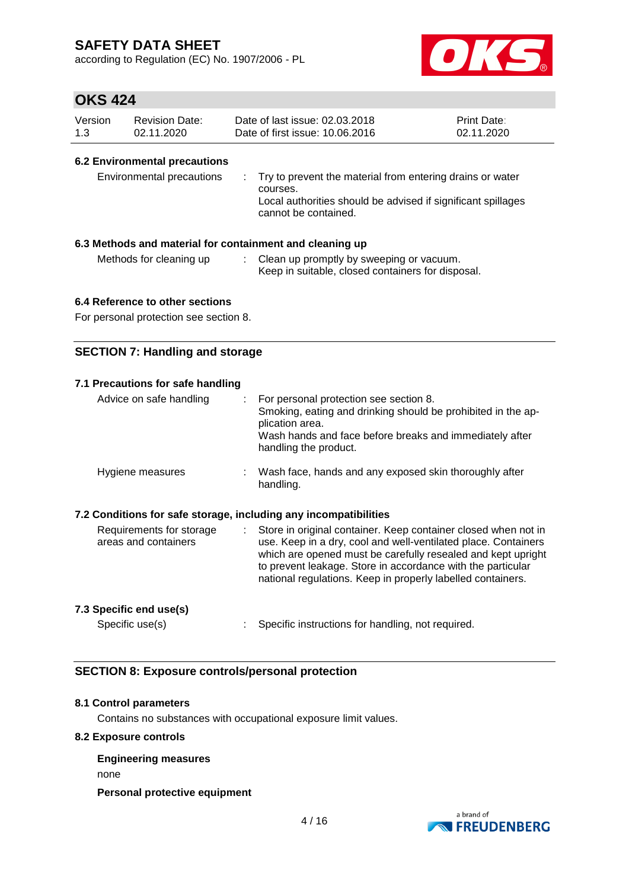### 6.2 Environmental precautions

| | |
|---|---|
| Environmental precautions | : Try to prevent the material from entering drains or water courses. Local authorities should be advised if significant spillages cannot be contained. |

### 6.3 Methods and material for containment and cleaning up

| | |
|---|---|
| Methods for cleaning up | : Clean up promptly by sweeping or vacuum. Keep in suitable, closed containers for disposal. |

### 6.4 Reference to other sections

For personal protection see section 8.

## SECTION 7: Handling and storage

### 7.1 Precautions for safe handling

| | |
|---|---|
| Advice on safe handling | : For personal protection see section 8. Smoking, eating and drinking should be prohibited in the application area. Wash hands and face before breaks and immediately after handling the product. |
| Hygiene measures | : Wash face, hands and any exposed skin thoroughly after handling. |

### 7.2 Conditions for safe storage, including any incompatibilities

| | |
|---|---|
| Requirements for storage areas and containers | : Store in original container. Keep container closed when not in use. Keep in a dry, cool and well-ventilated place. Containers which are opened must be carefully resealed and kept upright to prevent leakage. Store in accordance with the particular national regulations. Keep in properly labelled containers. |

### 7.3 Specific end use(s)

| | |
|---|---|
| Specific use(s) | : Specific instructions for handling, not required. |

## SECTION 8: Exposure controls/personal protection

### 8.1 Control parameters

Contains no substances with occupational exposure limit values.

### 8.2 Exposure controls

**Engineering measures**

none

**Personal protective equipment**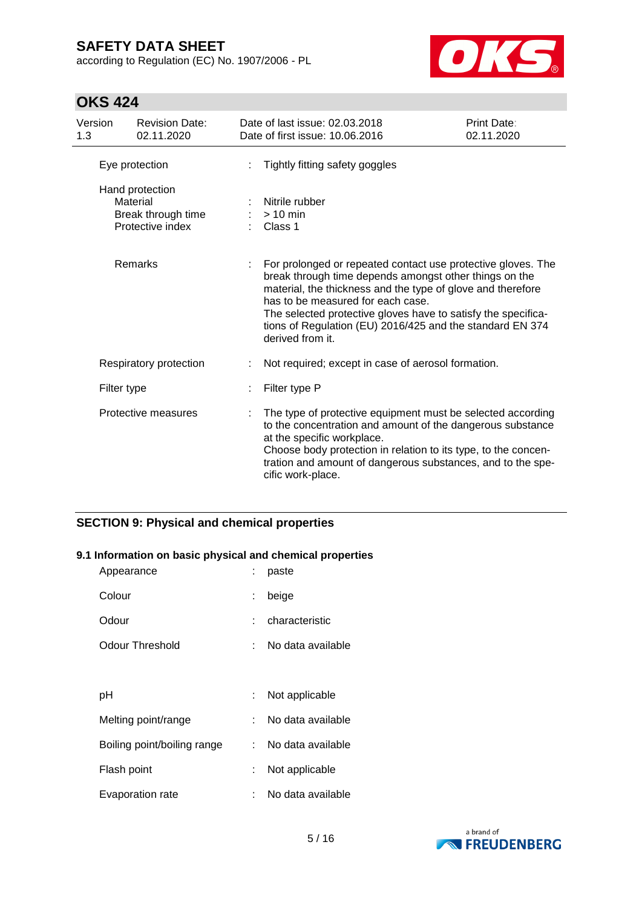| | | |
|---|---|---|
| Eye protection | : | Tightly fitting safety goggles |
| Hand protection | | |
| Material | : | Nitrile rubber |
| Break through time | : | > 10 min |
| Protective index | : | Class 1 |
| Remarks | : | For prolonged or repeated contact use protective gloves. The break through time depends amongst other things on the material, the thickness and the type of glove and therefore has to be measured for each case.<br>The selected protective gloves have to satisfy the specifications of Regulation (EU) 2016/425 and the standard EN 374 derived from it. |
| Respiratory protection | : | Not required; except in case of aerosol formation. |
| Filter type | : | Filter type P |
| Protective measures | : | The type of protective equipment must be selected according to the concentration and amount of the dangerous substance at the specific workplace.<br>Choose body protection in relation to its type, to the concentration and amount of dangerous substances, and to the specific work-place. |

## SECTION 9: Physical and chemical properties

### 9.1 Information on basic physical and chemical properties

| | | |
|---|---|---|
| Appearance | : | paste |
| Colour | : | beige |
| Odour | : | characteristic |
| Odour Threshold | : | No data available |
| pH | : | Not applicable |
| Melting point/range | : | No data available |
| Boiling point/boiling range | : | No data available |
| Flash point | : | Not applicable |
| Evaporation rate | : | No data available |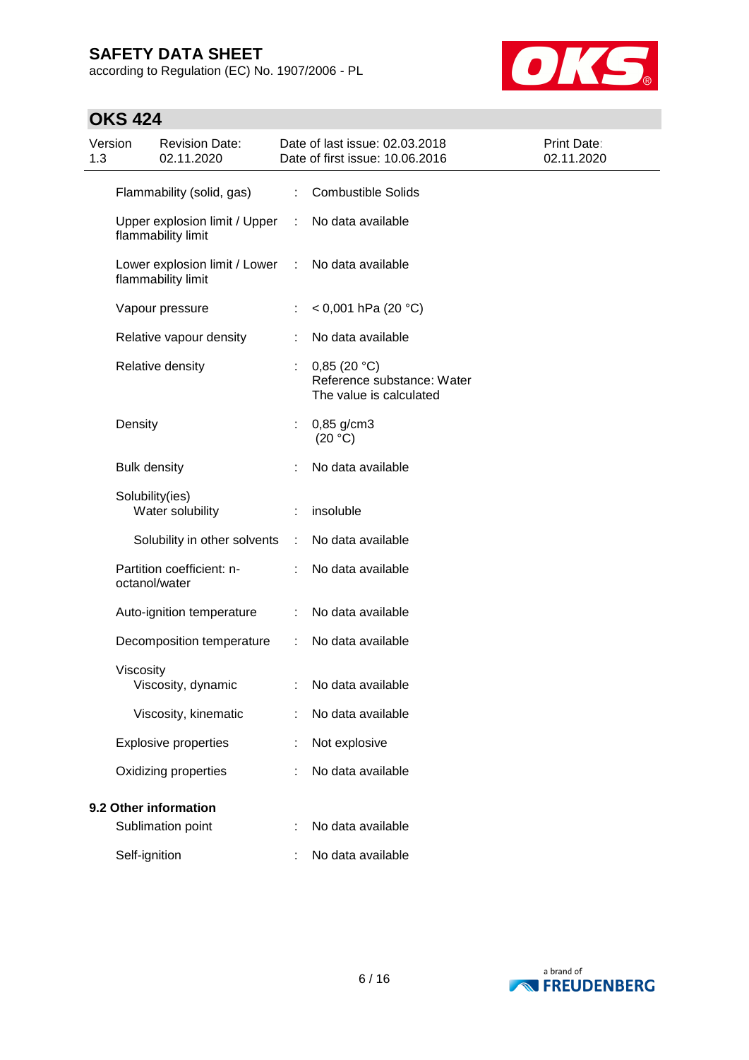| | | |
|---|---|---|
| Flammability (solid, gas) | : | Combustible Solids |
| Upper explosion limit / Upper flammability limit | : | No data available |
| Lower explosion limit / Lower flammability limit | : | No data available |
| Vapour pressure | : | < 0,001 hPa (20 °C) |
| Relative vapour density | : | No data available |
| Relative density | : | 0,85 (20 °C)<br>Reference substance: Water<br>The value is calculated |
| Density | : | 0,85 g/cm3<br>(20 °C) |
| Bulk density | : | No data available |
| Solubility(ies)<br>Water solubility | : | insoluble |
| Solubility in other solvents | : | No data available |
| Partition coefficient: n-octanol/water | : | No data available |
| Auto-ignition temperature | : | No data available |
| Decomposition temperature | : | No data available |
| Viscosity<br>Viscosity, dynamic | : | No data available |
| Viscosity, kinematic | : | No data available |
| Explosive properties | : | Not explosive |
| Oxidizing properties | : | No data available |

**9.2 Other information**

| | | |
|---|---|---|
| Sublimation point | : | No data available |
| Self-ignition | : | No data available |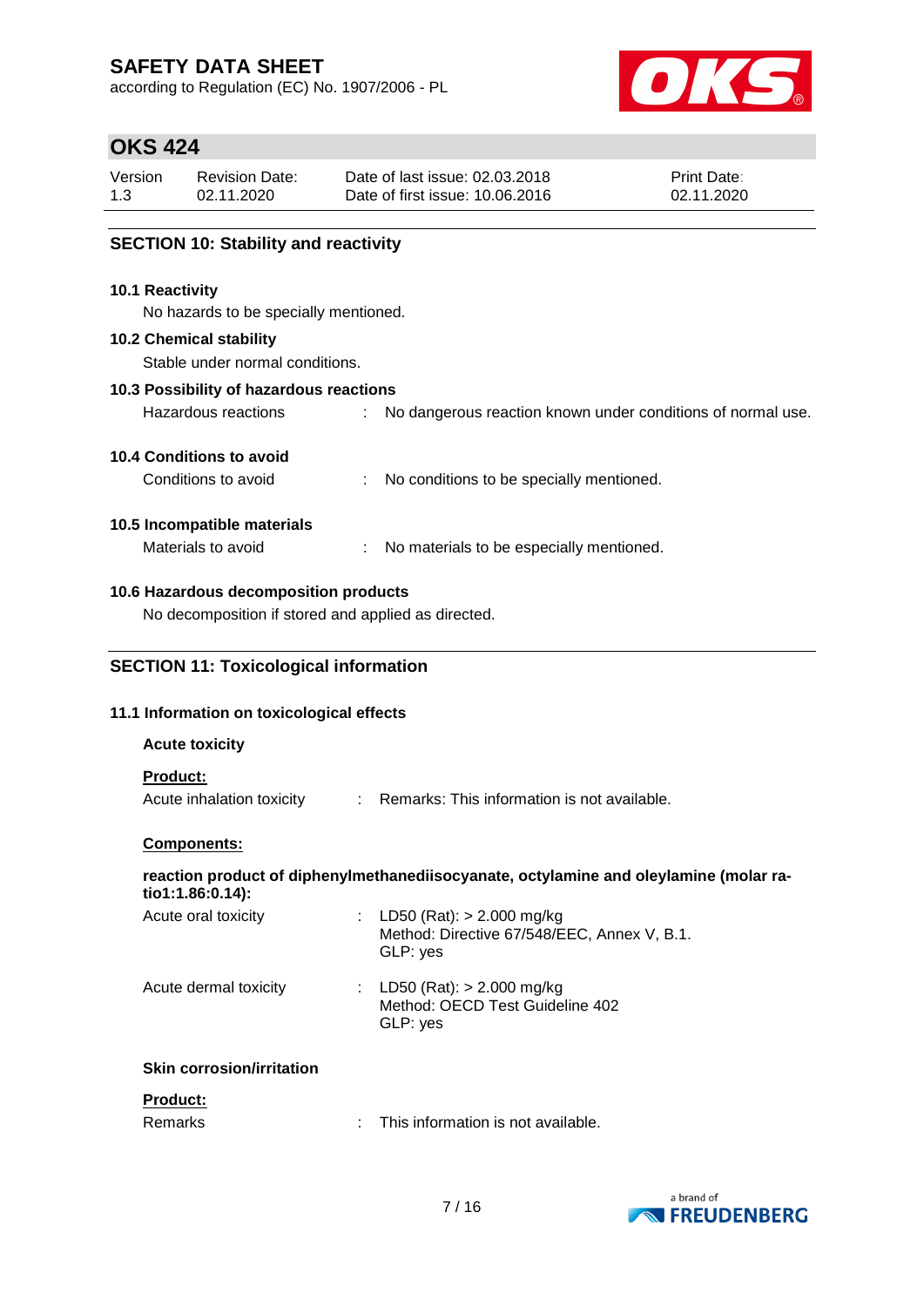## SECTION 10: Stability and reactivity

### 10.1 Reactivity

No hazards to be specially mentioned.

### 10.2 Chemical stability

Stable under normal conditions.

### 10.3 Possibility of hazardous reactions

Hazardous reactions : No dangerous reaction known under conditions of normal use.

### 10.4 Conditions to avoid

Conditions to avoid : No conditions to be specially mentioned.

### 10.5 Incompatible materials

Materials to avoid : No materials to be especially mentioned.

### 10.6 Hazardous decomposition products

No decomposition if stored and applied as directed.

## SECTION 11: Toxicological information

### 11.1 Information on toxicological effects

**Acute toxicity**

**Product:**

Acute inhalation toxicity : Remarks: This information is not available.

**Components:**

**reaction product of diphenylmethanediisocyanate, octylamine and oleylamine (molar ratio1:1.86:0.14):**

Acute oral toxicity : LD50 (Rat): > 2.000 mg/kg
Method: Directive 67/548/EEC, Annex V, B.1.
GLP: yes

Acute dermal toxicity : LD50 (Rat): > 2.000 mg/kg
Method: OECD Test Guideline 402
GLP: yes

**Skin corrosion/irritation**

**Product:**

Remarks : This information is not available.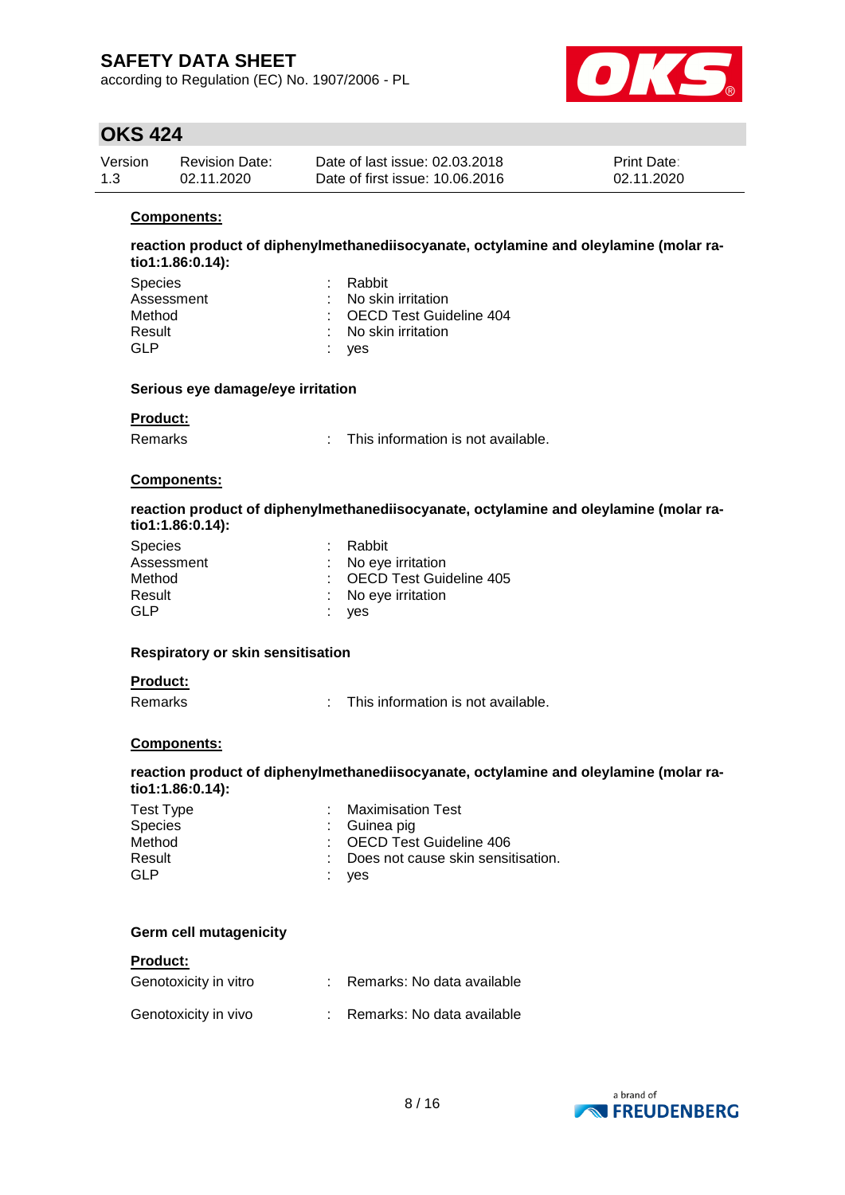**Components:**

**reaction product of diphenylmethanediisocyanate, octylamine and oleylamine (molar ratio1:1.86:0.14):**

| | | |
|---|---|---|
| Species | : | Rabbit |
| Assessment | : | No skin irritation |
| Method | : | OECD Test Guideline 404 |
| Result | : | No skin irritation |
| GLP | : | yes |

**Serious eye damage/eye irritation**

**Product:**

| | | |
|---|---|---|
| Remarks | : | This information is not available. |

**Components:**

**reaction product of diphenylmethanediisocyanate, octylamine and oleylamine (molar ratio1:1.86:0.14):**

| | | |
|---|---|---|
| Species | : | Rabbit |
| Assessment | : | No eye irritation |
| Method | : | OECD Test Guideline 405 |
| Result | : | No eye irritation |
| GLP | : | yes |

**Respiratory or skin sensitisation**

**Product:**

| | | |
|---|---|---|
| Remarks | : | This information is not available. |

**Components:**

**reaction product of diphenylmethanediisocyanate, octylamine and oleylamine (molar ratio1:1.86:0.14):**

| | | |
|---|---|---|
| Test Type | : | Maximisation Test |
| Species | : | Guinea pig |
| Method | : | OECD Test Guideline 406 |
| Result | : | Does not cause skin sensitisation. |
| GLP | : | yes |

**Germ cell mutagenicity**

**Product:**

| | | |
|---|---|---|
| Genotoxicity in vitro | : | Remarks: No data available |
| Genotoxicity in vivo | : | Remarks: No data available |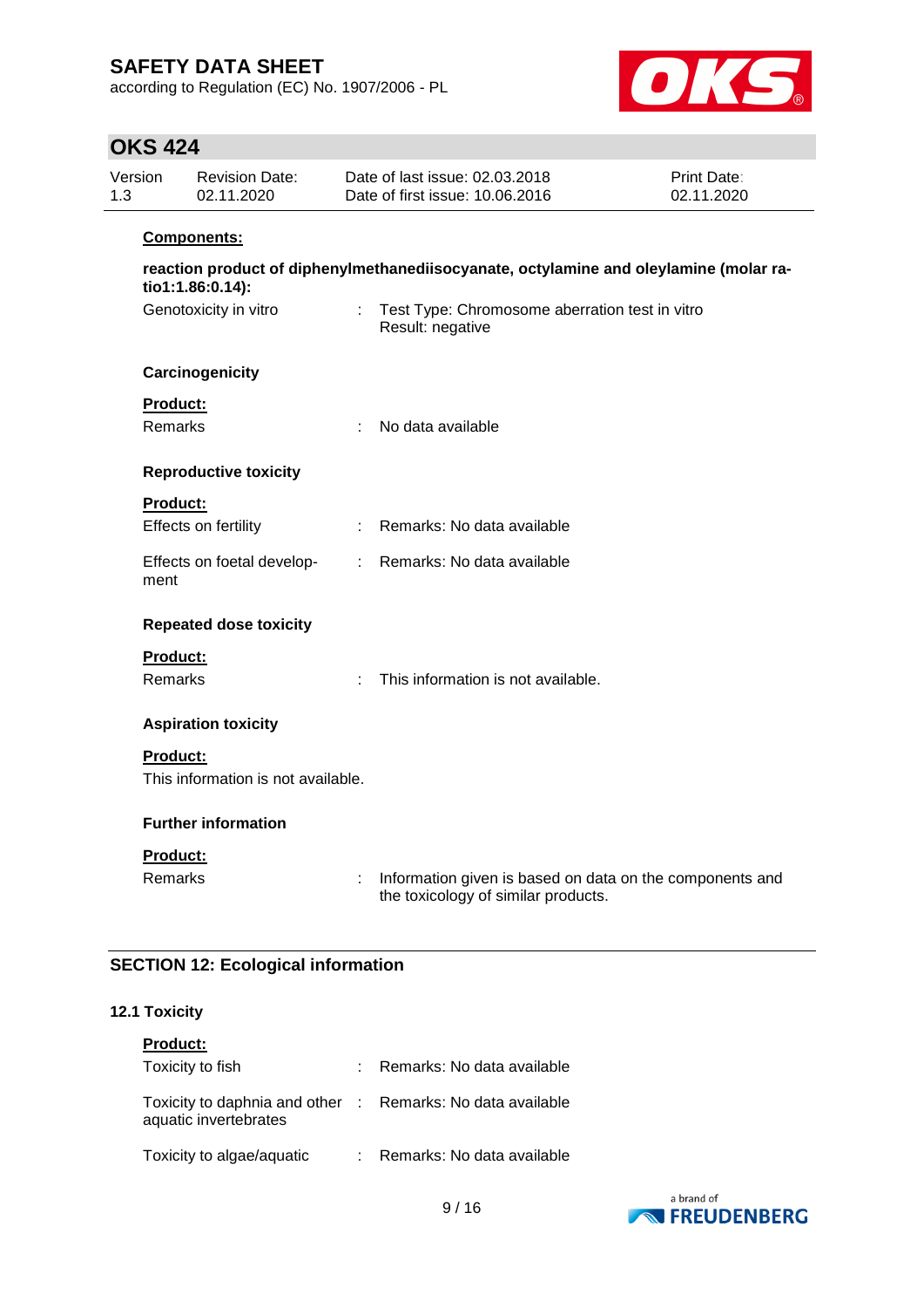**Components:**

**reaction product of diphenylmethanediisocyanate, octylamine and oleylamine (molar ratio1:1.86:0.14):**

Genotoxicity in vitro : Test Type: Chromosome aberration test in vitro
Result: negative

**Carcinogenicity**

**Product:**

Remarks : No data available

**Reproductive toxicity**

**Product:**

Effects on fertility : Remarks: No data available

Effects on foetal development : Remarks: No data available

**Repeated dose toxicity**

**Product:**

Remarks : This information is not available.

**Aspiration toxicity**

**Product:**

This information is not available.

**Further information**

**Product:**

Remarks : Information given is based on data on the components and the toxicology of similar products.

## SECTION 12: Ecological information

### 12.1 Toxicity

**Product:**

Toxicity to fish : Remarks: No data available

Toxicity to daphnia and other aquatic invertebrates : Remarks: No data available

Toxicity to algae/aquatic : Remarks: No data available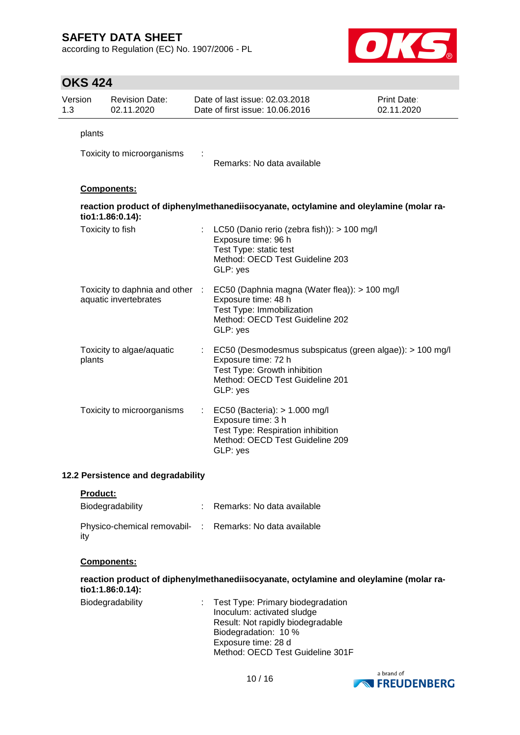plants

Toxicity to microorganisms : 

Remarks: No data available

**Components:**

**reaction product of diphenylmethanediisocyanate, octylamine and oleylamine (molar ratio1:1.86:0.14):**

| | |
|---|---|
| Toxicity to fish | : LC50 (Danio rerio (zebra fish)): > 100 mg/l<br>Exposure time: 96 h<br>Test Type: static test<br>Method: OECD Test Guideline 203<br>GLP: yes |
| Toxicity to daphnia and other aquatic invertebrates | : EC50 (Daphnia magna (Water flea)): > 100 mg/l<br>Exposure time: 48 h<br>Test Type: Immobilization<br>Method: OECD Test Guideline 202<br>GLP: yes |
| Toxicity to algae/aquatic plants | : EC50 (Desmodesmus subspicatus (green algae)): > 100 mg/l<br>Exposure time: 72 h<br>Test Type: Growth inhibition<br>Method: OECD Test Guideline 201<br>GLP: yes |
| Toxicity to microorganisms | : EC50 (Bacteria): > 1.000 mg/l<br>Exposure time: 3 h<br>Test Type: Respiration inhibition<br>Method: OECD Test Guideline 209<br>GLP: yes |

### 12.2 Persistence and degradability

**Product:**

| | |
|---|---|
| Biodegradability | : Remarks: No data available |
| Physico-chemical removability | : Remarks: No data available |

**Components:**

**reaction product of diphenylmethanediisocyanate, octylamine and oleylamine (molar ratio1:1.86:0.14):**

| | |
|---|---|
| Biodegradability | : Test Type: Primary biodegradation<br>Inoculum: activated sludge<br>Result: Not rapidly biodegradable<br>Biodegradation: 10 %<br>Exposure time: 28 d<br>Method: OECD Test Guideline 301F |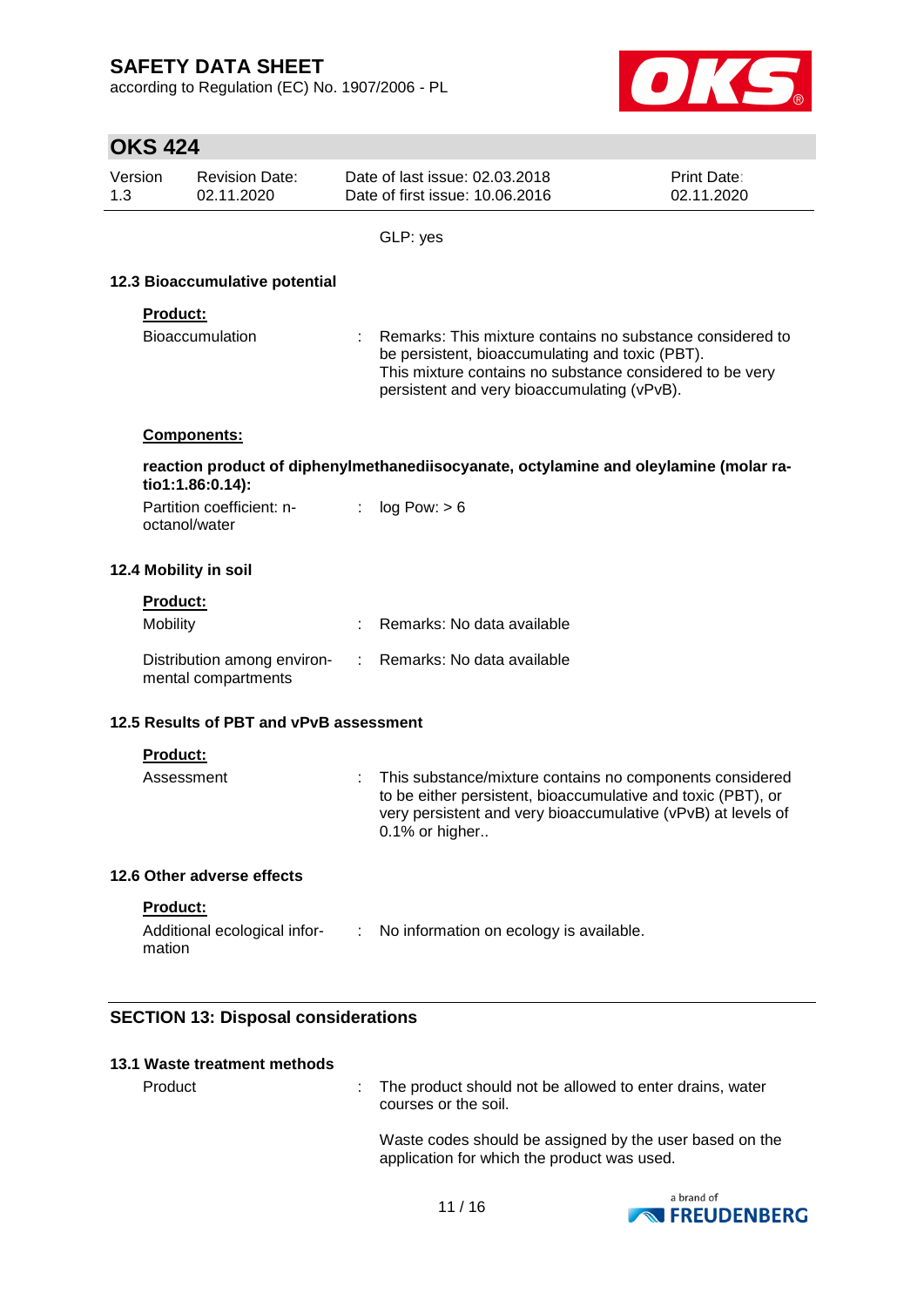GLP: yes

### 12.3 Bioaccumulative potential

**Product:**

Bioaccumulation : Remarks: This mixture contains no substance considered to be persistent, bioaccumulating and toxic (PBT). This mixture contains no substance considered to be very persistent and very bioaccumulating (vPvB).

**Components:**

**reaction product of diphenylmethanediisocyanate, octylamine and oleylamine (molar ratio1:1.86:0.14):**

Partition coefficient: n-octanol/water : log Pow: > 6

### 12.4 Mobility in soil

**Product:**

Mobility : Remarks: No data available

Distribution among environmental compartments : Remarks: No data available

### 12.5 Results of PBT and vPvB assessment

**Product:**

Assessment : This substance/mixture contains no components considered to be either persistent, bioaccumulative and toxic (PBT), or very persistent and very bioaccumulative (vPvB) at levels of 0.1% or higher..

### 12.6 Other adverse effects

**Product:**

Additional ecological information : No information on ecology is available.

## SECTION 13: Disposal considerations

### 13.1 Waste treatment methods

Product : The product should not be allowed to enter drains, water courses or the soil.

Waste codes should be assigned by the user based on the application for which the product was used.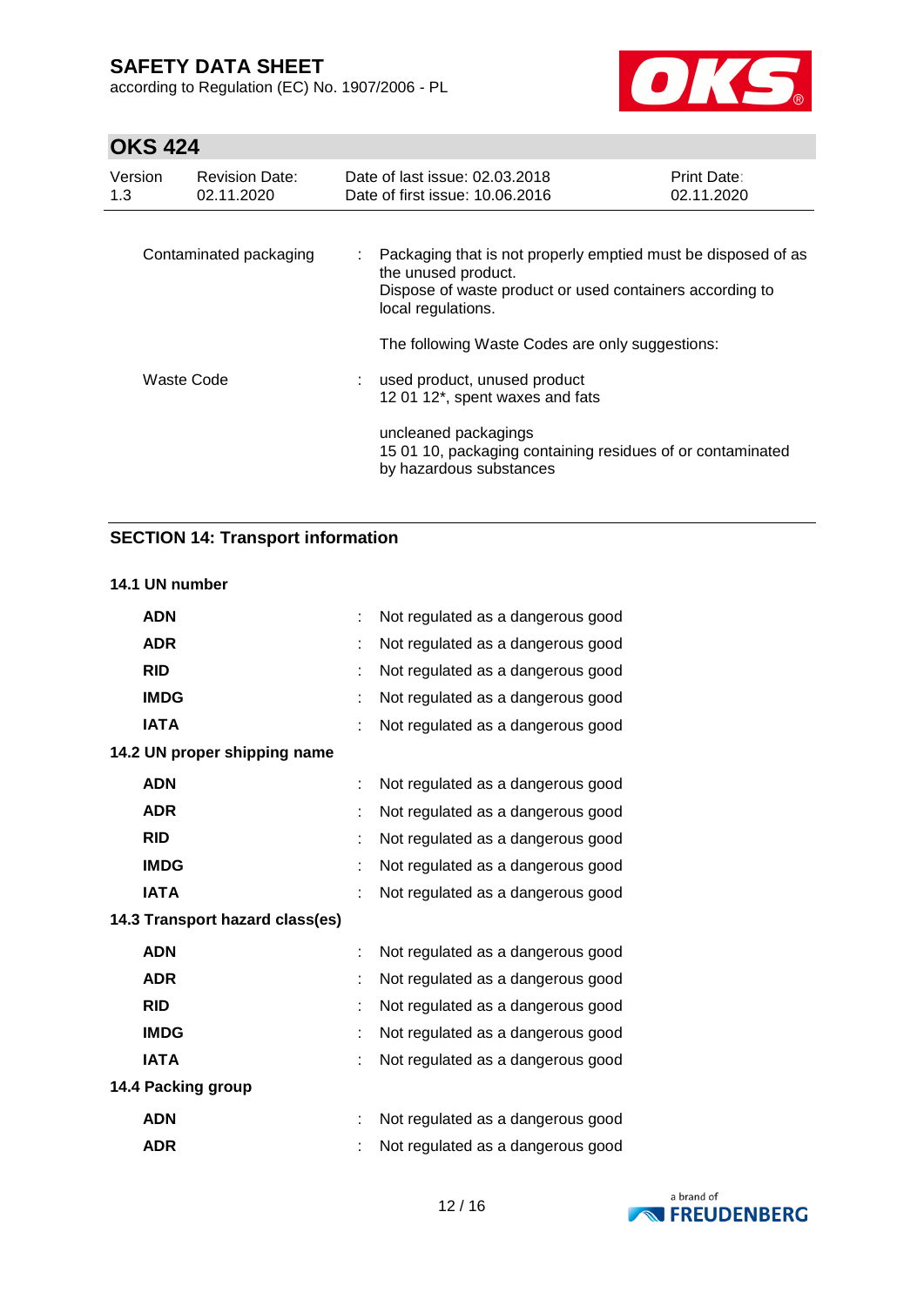| | | |
|---|---|---|
| Contaminated packaging | : | Packaging that is not properly emptied must be disposed of as the unused product.<br>Dispose of waste product or used containers according to local regulations.<br><br>The following Waste Codes are only suggestions: |
| Waste Code | : | used product, unused product<br>12 01 12*, spent waxes and fats<br><br>uncleaned packagings<br>15 01 10, packaging containing residues of or contaminated by hazardous substances |

## SECTION 14: Transport information

**14.1 UN number**

| | | |
|---|---|---|
| **ADN** | : | Not regulated as a dangerous good |
| **ADR** | : | Not regulated as a dangerous good |
| **RID** | : | Not regulated as a dangerous good |
| **IMDG** | : | Not regulated as a dangerous good |
| **IATA** | : | Not regulated as a dangerous good |

**14.2 UN proper shipping name**

| | | |
|---|---|---|
| **ADN** | : | Not regulated as a dangerous good |
| **ADR** | : | Not regulated as a dangerous good |
| **RID** | : | Not regulated as a dangerous good |
| **IMDG** | : | Not regulated as a dangerous good |
| **IATA** | : | Not regulated as a dangerous good |

**14.3 Transport hazard class(es)**

| | | |
|---|---|---|
| **ADN** | : | Not regulated as a dangerous good |
| **ADR** | : | Not regulated as a dangerous good |
| **RID** | : | Not regulated as a dangerous good |
| **IMDG** | : | Not regulated as a dangerous good |
| **IATA** | : | Not regulated as a dangerous good |

**14.4 Packing group**

| | | |
|---|---|---|
| **ADN** | : | Not regulated as a dangerous good |
| **ADR** | : | Not regulated as a dangerous good |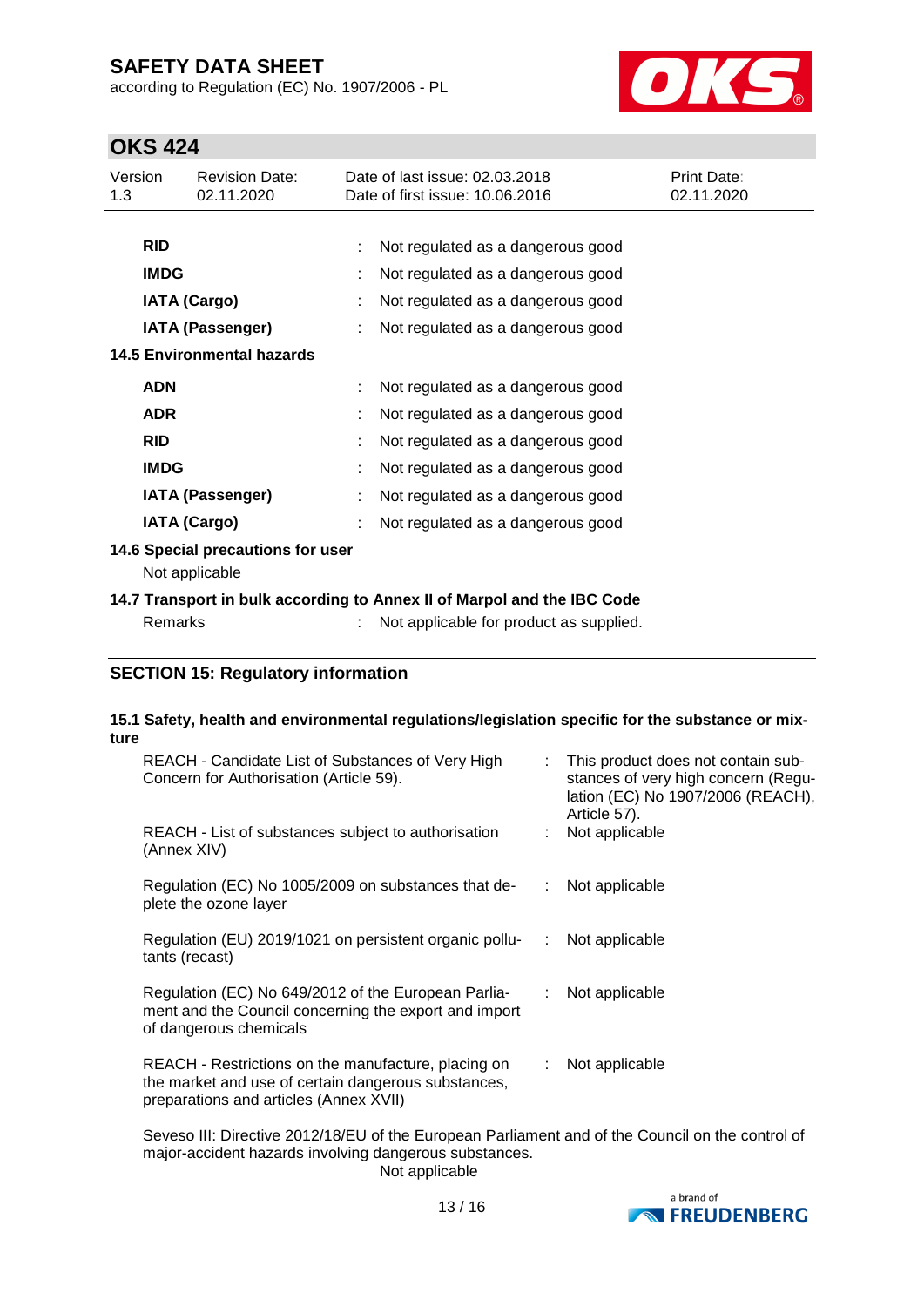| | | |
|---|---|---|
| **RID** | : | Not regulated as a dangerous good |
| **IMDG** | : | Not regulated as a dangerous good |
| **IATA (Cargo)** | : | Not regulated as a dangerous good |
| **IATA (Passenger)** | : | Not regulated as a dangerous good |

**14.5 Environmental hazards**

| | | |
|---|---|---|
| **ADN** | : | Not regulated as a dangerous good |
| **ADR** | : | Not regulated as a dangerous good |
| **RID** | : | Not regulated as a dangerous good |
| **IMDG** | : | Not regulated as a dangerous good |
| **IATA (Passenger)** | : | Not regulated as a dangerous good |
| **IATA (Cargo)** | : | Not regulated as a dangerous good |

**14.6 Special precautions for user**

Not applicable

**14.7 Transport in bulk according to Annex II of Marpol and the IBC Code**

Remarks : Not applicable for product as supplied.

## SECTION 15: Regulatory information

**15.1 Safety, health and environmental regulations/legislation specific for the substance or mixture**

| | | |
|---|---|---|
| REACH - Candidate List of Substances of Very High Concern for Authorisation (Article 59). | : | This product does not contain substances of very high concern (Regulation (EC) No 1907/2006 (REACH), Article 57). |
| REACH - List of substances subject to authorisation (Annex XIV) | : | Not applicable |
| Regulation (EC) No 1005/2009 on substances that deplete the ozone layer | : | Not applicable |
| Regulation (EU) 2019/1021 on persistent organic pollutants (recast) | : | Not applicable |
| Regulation (EC) No 649/2012 of the European Parliament and the Council concerning the export and import of dangerous chemicals | : | Not applicable |
| REACH - Restrictions on the manufacture, placing on the market and use of certain dangerous substances, preparations and articles (Annex XVII) | : | Not applicable |

Seveso III: Directive 2012/18/EU of the European Parliament and of the Council on the control of major-accident hazards involving dangerous substances.
Not applicable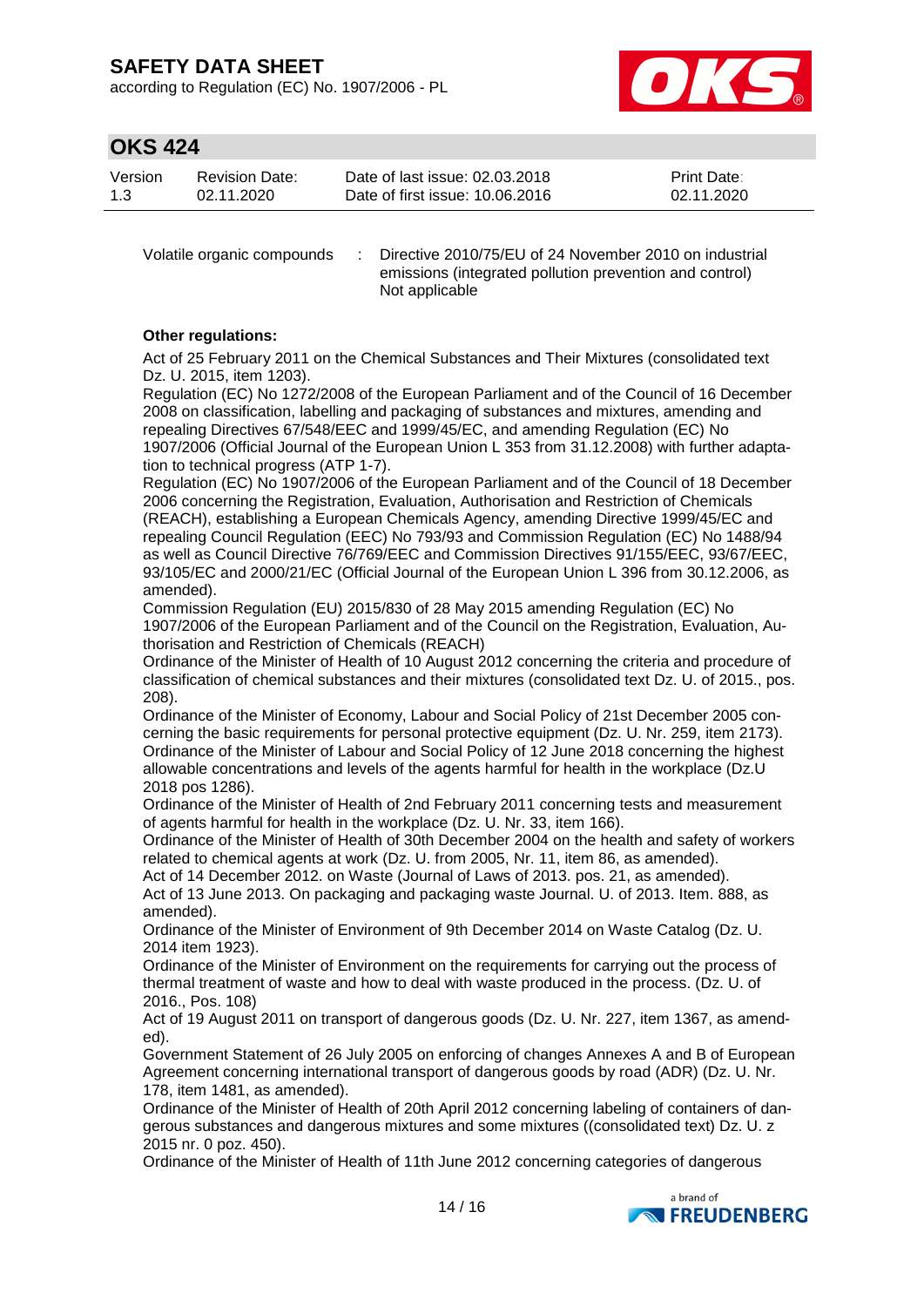Volatile organic compounds : Directive 2010/75/EU of 24 November 2010 on industrial emissions (integrated pollution prevention and control)
Not applicable

**Other regulations:**

Act of 25 February 2011 on the Chemical Substances and Their Mixtures (consolidated text Dz. U. 2015, item 1203).
Regulation (EC) No 1272/2008 of the European Parliament and of the Council of 16 December 2008 on classification, labelling and packaging of substances and mixtures, amending and repealing Directives 67/548/EEC and 1999/45/EC, and amending Regulation (EC) No 1907/2006 (Official Journal of the European Union L 353 from 31.12.2008) with further adaptation to technical progress (ATP 1-7).
Regulation (EC) No 1907/2006 of the European Parliament and of the Council of 18 December 2006 concerning the Registration, Evaluation, Authorisation and Restriction of Chemicals (REACH), establishing a European Chemicals Agency, amending Directive 1999/45/EC and repealing Council Regulation (EEC) No 793/93 and Commission Regulation (EC) No 1488/94 as well as Council Directive 76/769/EEC and Commission Directives 91/155/EEC, 93/67/EEC, 93/105/EC and 2000/21/EC (Official Journal of the European Union L 396 from 30.12.2006, as amended).
Commission Regulation (EU) 2015/830 of 28 May 2015 amending Regulation (EC) No 1907/2006 of the European Parliament and of the Council on the Registration, Evaluation, Authorisation and Restriction of Chemicals (REACH)
Ordinance of the Minister of Health of 10 August 2012 concerning the criteria and procedure of classification of chemical substances and their mixtures (consolidated text Dz. U. of 2015., pos. 208).
Ordinance of the Minister of Economy, Labour and Social Policy of 21st December 2005 concerning the basic requirements for personal protective equipment (Dz. U. Nr. 259, item 2173).
Ordinance of the Minister of Labour and Social Policy of 12 June 2018 concerning the highest allowable concentrations and levels of the agents harmful for health in the workplace (Dz.U 2018 pos 1286).
Ordinance of the Minister of Health of 2nd February 2011 concerning tests and measurement of agents harmful for health in the workplace (Dz. U. Nr. 33, item 166).
Ordinance of the Minister of Health of 30th December 2004 on the health and safety of workers related to chemical agents at work (Dz. U. from 2005, Nr. 11, item 86, as amended).
Act of 14 December 2012. on Waste (Journal of Laws of 2013. pos. 21, as amended).
Act of 13 June 2013. On packaging and packaging waste Journal. U. of 2013. Item. 888, as amended).
Ordinance of the Minister of Environment of 9th December 2014 on Waste Catalog (Dz. U. 2014 item 1923).
Ordinance of the Minister of Environment on the requirements for carrying out the process of thermal treatment of waste and how to deal with waste produced in the process. (Dz. U. of 2016., Pos. 108)
Act of 19 August 2011 on transport of dangerous goods (Dz. U. Nr. 227, item 1367, as amended).
Government Statement of 26 July 2005 on enforcing of changes Annexes A and B of European Agreement concerning international transport of dangerous goods by road (ADR) (Dz. U. Nr. 178, item 1481, as amended).
Ordinance of the Minister of Health of 20th April 2012 concerning labeling of containers of dangerous substances and dangerous mixtures and some mixtures ((consolidated text) Dz. U. z 2015 nr. 0 poz. 450).
Ordinance of the Minister of Health of 11th June 2012 concerning categories of dangerous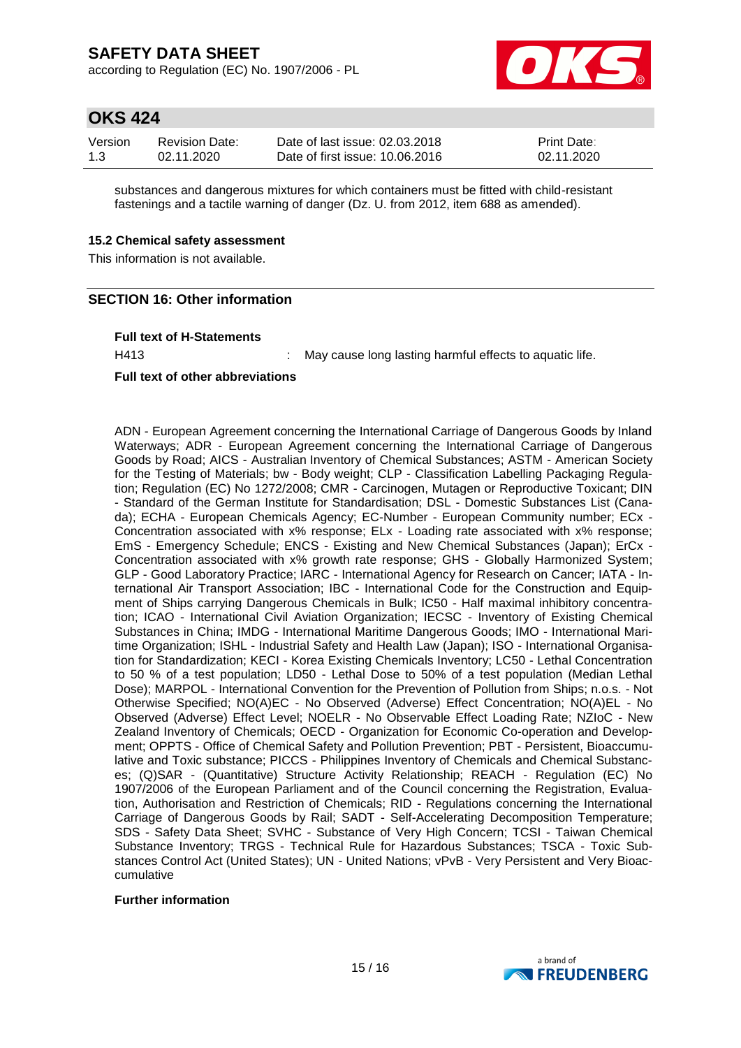substances and dangerous mixtures for which containers must be fitted with child-resistant fastenings and a tactile warning of danger (Dz. U. from 2012, item 688 as amended).

### 15.2 Chemical safety assessment

This information is not available.

## SECTION 16: Other information

**Full text of H-Statements**

H413 : May cause long lasting harmful effects to aquatic life.

**Full text of other abbreviations**

ADN - European Agreement concerning the International Carriage of Dangerous Goods by Inland Waterways; ADR - European Agreement concerning the International Carriage of Dangerous Goods by Road; AICS - Australian Inventory of Chemical Substances; ASTM - American Society for the Testing of Materials; bw - Body weight; CLP - Classification Labelling Packaging Regulation; Regulation (EC) No 1272/2008; CMR - Carcinogen, Mutagen or Reproductive Toxicant; DIN - Standard of the German Institute for Standardisation; DSL - Domestic Substances List (Canada); ECHA - European Chemicals Agency; EC-Number - European Community number; ECx - Concentration associated with x% response; ELx - Loading rate associated with x% response; EmS - Emergency Schedule; ENCS - Existing and New Chemical Substances (Japan); ErCx - Concentration associated with x% growth rate response; GHS - Globally Harmonized System; GLP - Good Laboratory Practice; IARC - International Agency for Research on Cancer; IATA - International Air Transport Association; IBC - International Code for the Construction and Equipment of Ships carrying Dangerous Chemicals in Bulk; IC50 - Half maximal inhibitory concentration; ICAO - International Civil Aviation Organization; IECSC - Inventory of Existing Chemical Substances in China; IMDG - International Maritime Dangerous Goods; IMO - International Maritime Organization; ISHL - Industrial Safety and Health Law (Japan); ISO - International Organisation for Standardization; KECI - Korea Existing Chemicals Inventory; LC50 - Lethal Concentration to 50 % of a test population; LD50 - Lethal Dose to 50% of a test population (Median Lethal Dose); MARPOL - International Convention for the Prevention of Pollution from Ships; n.o.s. - Not Otherwise Specified; NO(A)EC - No Observed (Adverse) Effect Concentration; NO(A)EL - No Observed (Adverse) Effect Level; NOELR - No Observable Effect Loading Rate; NZIoC - New Zealand Inventory of Chemicals; OECD - Organization for Economic Co-operation and Development; OPPTS - Office of Chemical Safety and Pollution Prevention; PBT - Persistent, Bioaccumulative and Toxic substance; PICCS - Philippines Inventory of Chemicals and Chemical Substances; (Q)SAR - (Quantitative) Structure Activity Relationship; REACH - Regulation (EC) No 1907/2006 of the European Parliament and of the Council concerning the Registration, Evaluation, Authorisation and Restriction of Chemicals; RID - Regulations concerning the International Carriage of Dangerous Goods by Rail; SADT - Self-Accelerating Decomposition Temperature; SDS - Safety Data Sheet; SVHC - Substance of Very High Concern; TCSI - Taiwan Chemical Substance Inventory; TRGS - Technical Rule for Hazardous Substances; TSCA - Toxic Substances Control Act (United States); UN - United Nations; vPvB - Very Persistent and Very Bioaccumulative

**Further information**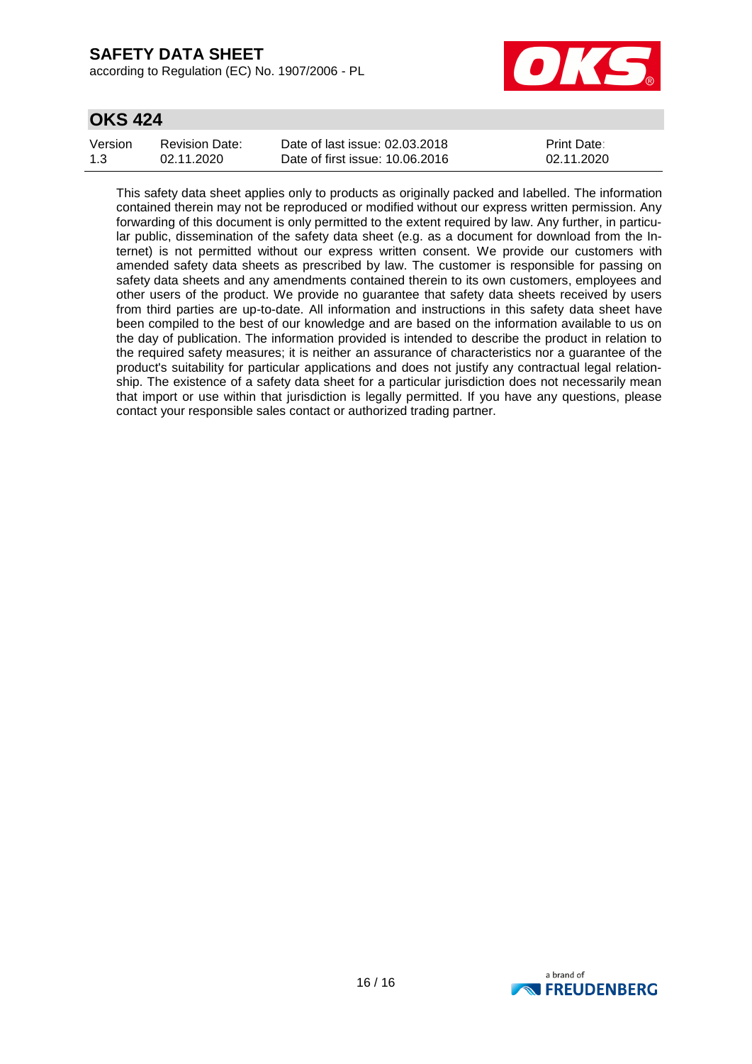This safety data sheet applies only to products as originally packed and labelled. The information contained therein may not be reproduced or modified without our express written permission. Any forwarding of this document is only permitted to the extent required by law. Any further, in particular public, dissemination of the safety data sheet (e.g. as a document for download from the Internet) is not permitted without our express written consent. We provide our customers with amended safety data sheets as prescribed by law. The customer is responsible for passing on safety data sheets and any amendments contained therein to its own customers, employees and other users of the product. We provide no guarantee that safety data sheets received by users from third parties are up-to-date. All information and instructions in this safety data sheet have been compiled to the best of our knowledge and are based on the information available to us on the day of publication. The information provided is intended to describe the product in relation to the required safety measures; it is neither an assurance of characteristics nor a guarantee of the product's suitability for particular applications and does not justify any contractual legal relationship. The existence of a safety data sheet for a particular jurisdiction does not necessarily mean that import or use within that jurisdiction is legally permitted. If you have any questions, please contact your responsible sales contact or authorized trading partner.